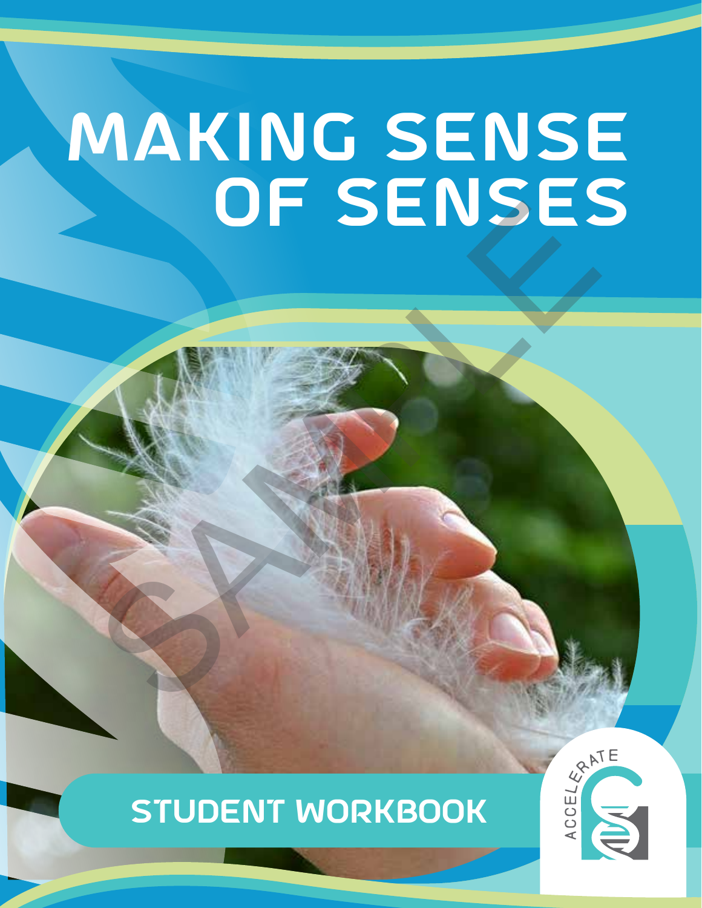# MAKING SENSE OF SENSES

## STUDENT WORKBOOK

ACCELERATE

SAMPLE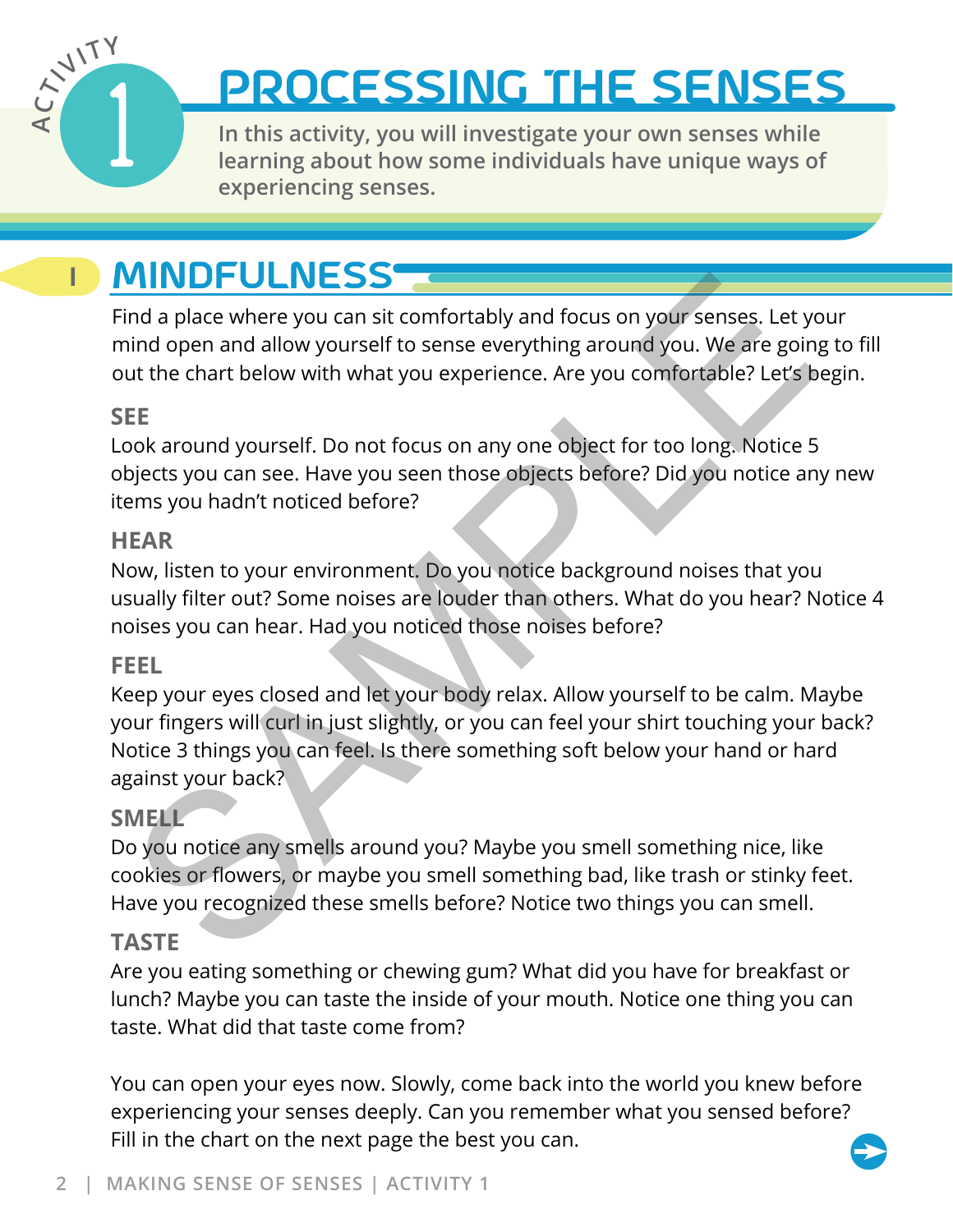# ACTIVITY 1: PROCESSING THE SENSES

In this activity, you will investigate your own senses while learning about how some individuals have unique ways of experiencing senses.

## I MINDFULNESS

Find a place where you can sit comfortably and focus on your senses. Let your mind open and allow yourself to sense everything around you. We are going to fill out the chart below with what you experience. Are you comfortable? Let's begin.

### SEE

Look around yourself. Do not focus on any one object for too long. Notice 5 objects you can see. Have you seen those objects before? Did you notice any new items you hadn't noticed before?

### HEAR

Now, listen to your environment. Do you notice background noises that you usually filter out? Some noises are louder than others. What do you hear? Notice 4 noises you can hear. Had you noticed those noises before?

### FEEL

Keep your eyes closed and let your body relax. Allow yourself to be calm. Maybe your fingers will curl in just slightly, or you can feel your shirt touching your back? Notice 3 things you can feel. Is there something soft below your hand or hard against your back?

### SMELL

Do you notice any smells around you? Maybe you smell something nice, like cookies or flowers, or maybe you smell something bad, like trash or stinky feet. Have you recognized these smells before? Notice two things you can smell.

### TASTE

Are you eating something or chewing gum? What did you have for breakfast or lunch? Maybe you can taste the inside of your mouth. Notice one thing you can taste. What did that taste come from?

You can open your eyes now. Slowly, come back into the world you knew before experiencing your senses deeply. Can you remember what you sensed before? Fill in the chart on the next page the best you can.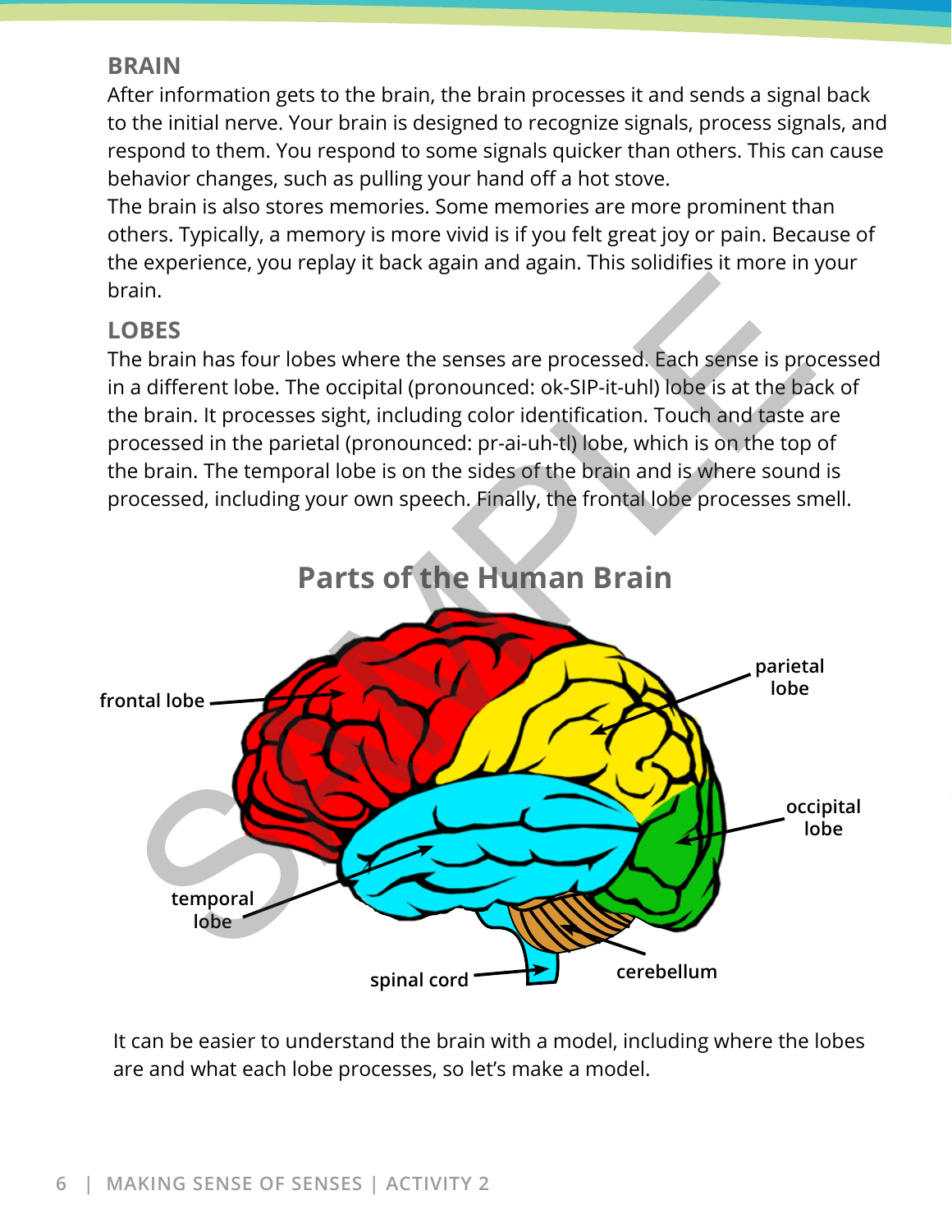## BRAIN

After information gets to the brain, the brain processes it and sends a signal back to the initial nerve. Your brain is designed to recognize signals, process signals, and respond to them. You respond to some signals quicker than others. This can cause behavior changes, such as pulling your hand off a hot stove.

The brain is also stores memories. Some memories are more prominent than others. Typically, a memory is more vivid is if you felt great joy or pain. Because of the experience, you replay it back again and again. This solidifies it more in your brain.

## LOBES

The brain has four lobes where the senses are processed. Each sense is processed in a different lobe. The occipital (pronounced: ok-SIP-it-uhl) lobe is at the back of the brain. It processes sight, including color identification. Touch and taste are processed in the parietal (pronounced: pr-ai-uh-tl) lobe, which is on the top of the brain. The temporal lobe is on the sides of the brain and is where sound is processed, including your own speech. Finally, the frontal lobe processes smell.

### Parts of the Human Brain

frontal lobe

parietal lobe

occipital lobe

temporal lobe

spinal cord

cerebellum

It can be easier to understand the brain with a model, including where the lobes are and what each lobe processes, so let's make a model.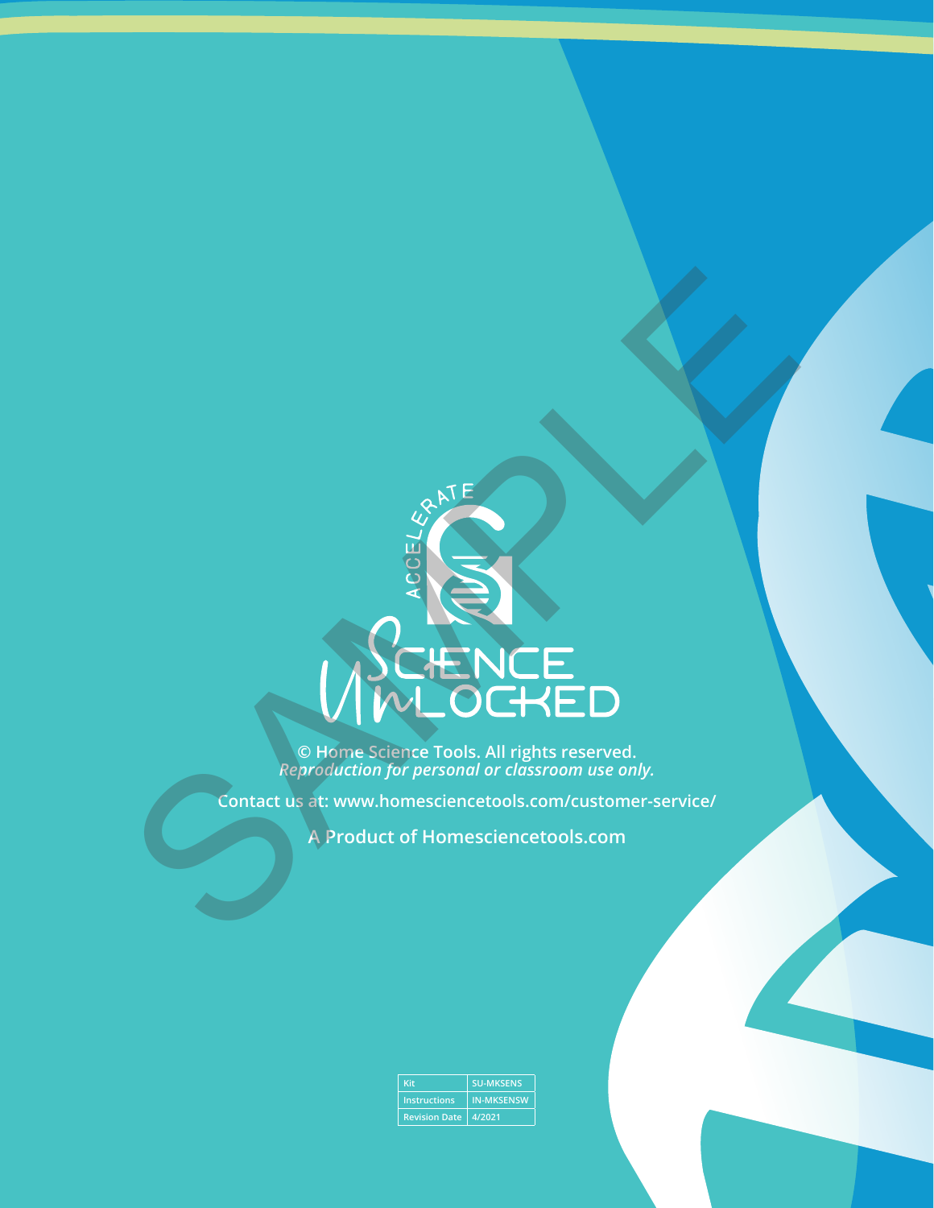ACCELERATE

SCIENCE UNLOCKED

**© Home Science Tools. All rights reserved.**
***Reproduction for personal or classroom use only.***

**Contact us at: www.homesciencetools.com/customer-service/**

**A Product of Homesciencetools.com**

| | |
|---|---|
| Kit | SU-MKSENS |
| Instructions | IN-MKSENSW |
| Revision Date | 4/2021 |